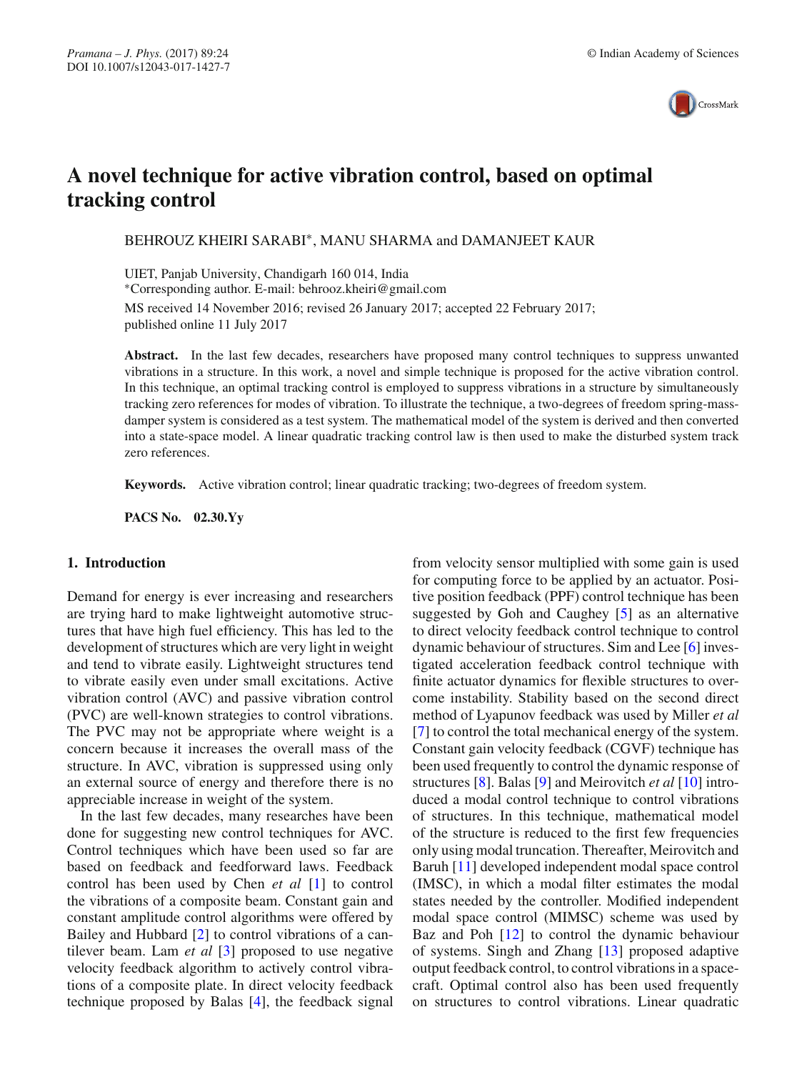# A novel technique for active vibration control, based on optimal tracking control

BEHROUZ KHEIRI SARABI*, MANU SHARMA and DAMANJEET KAUR

UIET, Panjab University, Chandigarh 160 014, India
*Corresponding author. E-mail: behrooz.kheiri@gmail.com

MS received 14 November 2016; revised 26 January 2017; accepted 22 February 2017; published online 11 July 2017

**Abstract.** In the last few decades, researchers have proposed many control techniques to suppress unwanted vibrations in a structure. In this work, a novel and simple technique is proposed for the active vibration control. In this technique, an optimal tracking control is employed to suppress vibrations in a structure by simultaneously tracking zero references for modes of vibration. To illustrate the technique, a two-degrees of freedom spring-mass-damper system is considered as a test system. The mathematical model of the system is derived and then converted into a state-space model. A linear quadratic tracking control law is then used to make the disturbed system track zero references.

**Keywords.** Active vibration control; linear quadratic tracking; two-degrees of freedom system.

**PACS No. 02.30.Yy**

## 1. Introduction

Demand for energy is ever increasing and researchers are trying hard to make lightweight automotive structures that have high fuel efficiency. This has led to the development of structures which are very light in weight and tend to vibrate easily. Lightweight structures tend to vibrate easily even under small excitations. Active vibration control (AVC) and passive vibration control (PVC) are well-known strategies to control vibrations. The PVC may not be appropriate where weight is a concern because it increases the overall mass of the structure. In AVC, vibration is suppressed using only an external source of energy and therefore there is no appreciable increase in weight of the system.

In the last few decades, many researches have been done for suggesting new control techniques for AVC. Control techniques which have been used so far are based on feedback and feedforward laws. Feedback control has been used by Chen *et al* [1] to control the vibrations of a composite beam. Constant gain and constant amplitude control algorithms were offered by Bailey and Hubbard [2] to control vibrations of a cantilever beam. Lam *et al* [3] proposed to use negative velocity feedback algorithm to actively control vibrations of a composite plate. In direct velocity feedback technique proposed by Balas [4], the feedback signal from velocity sensor multiplied with some gain is used for computing force to be applied by an actuator. Positive position feedback (PPF) control technique has been suggested by Goh and Caughey [5] as an alternative to direct velocity feedback control technique to control dynamic behaviour of structures. Sim and Lee [6] investigated acceleration feedback control technique with finite actuator dynamics for flexible structures to overcome instability. Stability based on the second direct method of Lyapunov feedback was used by Miller *et al* [7] to control the total mechanical energy of the system. Constant gain velocity feedback (CGVF) technique has been used frequently to control the dynamic response of structures [8]. Balas [9] and Meirovitch *et al* [10] introduced a modal control technique to control vibrations of structures. In this technique, mathematical model of the structure is reduced to the first few frequencies only using modal truncation. Thereafter, Meirovitch and Baruh [11] developed independent modal space control (IMSC), in which a modal filter estimates the modal states needed by the controller. Modified independent modal space control (MIMSC) scheme was used by Baz and Poh [12] to control the dynamic behaviour of systems. Singh and Zhang [13] proposed adaptive output feedback control, to control vibrations in a spacecraft. Optimal control also has been used frequently on structures to control vibrations. Linear quadratic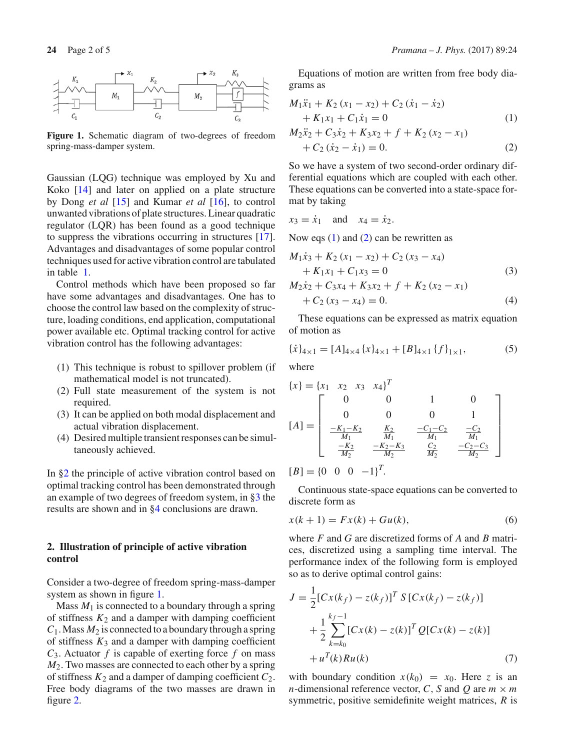Figure 1. Schematic diagram of two-degrees of freedom spring-mass-damper system.

Gaussian (LQG) technique was employed by Xu and Koko [14] and later on applied on a plate structure by Dong *et al* [15] and Kumar *et al* [16], to control unwanted vibrations of plate structures. Linear quadratic regulator (LQR) has been found as a good technique to suppress the vibrations occurring in structures [17]. Advantages and disadvantages of some popular control techniques used for active vibration control are tabulated in table 1.

Control methods which have been proposed so far have some advantages and disadvantages. One has to choose the control law based on the complexity of structure, loading conditions, end application, computational power available etc. Optimal tracking control for active vibration control has the following advantages:

1. This technique is robust to spillover problem (if mathematical model is not truncated).
2. Full state measurement of the system is not required.
3. It can be applied on both modal displacement and actual vibration displacement.
4. Desired multiple transient responses can be simultaneously achieved.

In §2 the principle of active vibration control based on optimal tracking control has been demonstrated through an example of two degrees of freedom system, in §3 the results are shown and in §4 conclusions are drawn.

## 2. Illustration of principle of active vibration control

Consider a two-degree of freedom spring-mass-damper system as shown in figure 1.

Mass $M_1$ is connected to a boundary through a spring of stiffness $K_2$ and a damper with damping coefficient $C_1$. Mass $M_2$ is connected to a boundary through a spring of stiffness $K_3$ and a damper with damping coefficient $C_3$. Actuator $f$ is capable of exerting force $f$ on mass $M_2$. Two masses are connected to each other by a spring of stiffness $K_2$ and a damper of damping coefficient $C_2$. Free body diagrams of the two masses are drawn in figure 2.

Equations of motion are written from free body diagrams as

$$M_1\ddot{x}_1 + K_2(x_1 - x_2) + C_2(\dot{x}_1 - \dot{x}_2) + K_1x_1 + C_1\dot{x}_1 = 0 \tag{1}$$

$$M_2\ddot{x}_2 + C_3\dot{x}_2 + K_3x_2 + f + K_2(x_2 - x_1) + C_2(\dot{x}_2 - \dot{x}_1) = 0. \tag{2}$$

So we have a system of two second-order ordinary differential equations which are coupled with each other. These equations can be converted into a state-space format by taking

$$x_3 = \dot{x}_1 \quad \text{and} \quad x_4 = \dot{x}_2.$$

Now eqs (1) and (2) can be rewritten as

$$M_1\dot{x}_3 + K_2(x_1 - x_2) + C_2(x_3 - x_4) + K_1x_1 + C_1x_3 = 0 \tag{3}$$

$$M_2\dot{x}_2 + C_3x_4 + K_3x_2 + f + K_2(x_2 - x_1) + C_2(x_3 - x_4) = 0. \tag{4}$$

These equations can be expressed as matrix equation of motion as

$$\{\dot{x}\}_{4\times 1} = [A]_{4\times 4}\{x\}_{4\times 1} + [B]_{4\times 1}\{f\}_{1\times 1}, \tag{5}$$

where

$$\{x\} = \{x_1 \quad x_2 \quad x_3 \quad x_4\}^T$$

$$[A] = \begin{bmatrix} 0 & 0 & 1 & 0 \\ 0 & 0 & 0 & 1 \\ \frac{-K_1-K_2}{M_1} & \frac{K_2}{M_1} & \frac{-C_1-C_2}{M_1} & \frac{-C_2}{M_1} \\ \frac{-K_2}{M_2} & \frac{-K_2-K_3}{M_2} & \frac{C_2}{M_2} & \frac{-C_2-C_3}{M_2} \end{bmatrix}$$

$$[B] = \{0 \quad 0 \quad 0 \quad -1\}^T.$$

Continuous state-space equations can be converted to discrete form as

$$x(k+1) = Fx(k) + Gu(k), \tag{6}$$

where $F$ and $G$ are discretized forms of $A$ and $B$ matrices, discretized using a sampling time interval. The performance index of the following form is employed so as to derive optimal control gains:

$$J = \frac{1}{2}[Cx(k_f) - z(k_f)]^T S[Cx(k_f) - z(k_f)] + \frac{1}{2}\sum_{k=k_0}^{k_f-1}[Cx(k) - z(k)]^T Q[Cx(k) - z(k)] + u^T(k)Ru(k) \tag{7}$$

with boundary condition $x(k_0) = x_0$. Here $z$ is an $n$-dimensional reference vector, $C$, $S$ and $Q$ are $m \times m$ symmetric, positive semidefinite weight matrices, $R$ is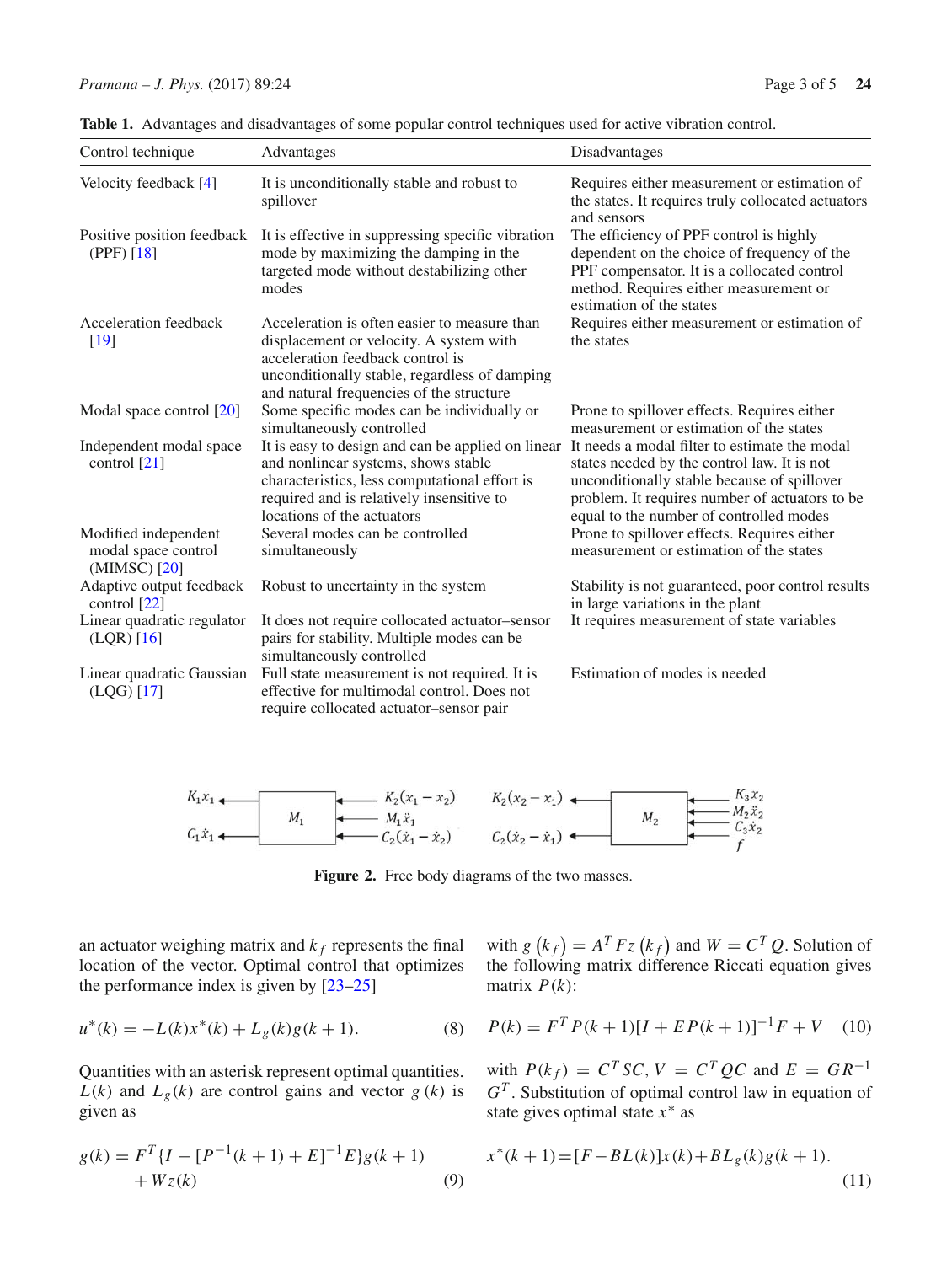**Table 1.** Advantages and disadvantages of some popular control techniques used for active vibration control.

| Control technique | Advantages | Disadvantages |
|---|---|---|
| Velocity feedback [4] | It is unconditionally stable and robust to spillover | Requires either measurement or estimation of the states. It requires truly collocated actuators and sensors |
| Positive position feedback (PPF) [18] | It is effective in suppressing specific vibration mode by maximizing the damping in the targeted mode without destabilizing other modes | The efficiency of PPF control is highly dependent on the choice of frequency of the PPF compensator. It is a collocated control method. Requires either measurement or estimation of the states |
| Acceleration feedback [19] | Acceleration is often easier to measure than displacement or velocity. A system with acceleration feedback control is unconditionally stable, regardless of damping and natural frequencies of the structure | Requires either measurement or estimation of the states |
| Modal space control [20] | Some specific modes can be individually or simultaneously controlled | Prone to spillover effects. Requires either measurement or estimation of the states |
| Independent modal space control [21] | It is easy to design and can be applied on linear and nonlinear systems, shows stable characteristics, less computational effort is required and is relatively insensitive to locations of the actuators | It needs a modal filter to estimate the modal states needed by the control law. It is not unconditionally stable because of spillover problem. It requires number of actuators to be equal to the number of controlled modes |
| Modified independent modal space control (MIMSC) [20] | Several modes can be controlled simultaneously | Prone to spillover effects. Requires either measurement or estimation of the states |
| Adaptive output feedback control [22] | Robust to uncertainty in the system | Stability is not guaranteed, poor control results in large variations in the plant |
| Linear quadratic regulator (LQR) [16] | It does not require collocated actuator–sensor pairs for stability. Multiple modes can be simultaneously controlled | It requires measurement of state variables |
| Linear quadratic Gaussian (LQG) [17] | Full state measurement is not required. It is effective for multimodal control. Does not require collocated actuator–sensor pair | Estimation of modes is needed |

**Figure 2.** Free body diagrams of the two masses.

an actuator weighing matrix and $k_f$ represents the final location of the vector. Optimal control that optimizes the performance index is given by [23–25]

$$u^*(k) = -L(k)x^*(k) + L_g(k)g(k+1). \tag{8}$$

Quantities with an asterisk represent optimal quantities. $L(k)$ and $L_g(k)$ are control gains and vector $g(k)$ is given as

$$g(k) = F^T\{I - [P^{-1}(k+1) + E]^{-1}E\}g(k+1) + Wz(k) \tag{9}$$

with $g(k_f) = A^T Fz(k_f)$ and $W = C^T Q$. Solution of the following matrix difference Riccati equation gives matrix $P(k)$:

$$P(k) = F^T P(k+1)[I + EP(k+1)]^{-1}F + V \tag{10}$$

with $P(k_f) = C^T SC$, $V = C^T QC$ and $E = GR^{-1}G^T$. Substitution of optimal control law in equation of state gives optimal state $x^*$ as

$$x^*(k+1) = [F - BL(k)]x(k) + BL_g(k)g(k+1). \tag{11}$$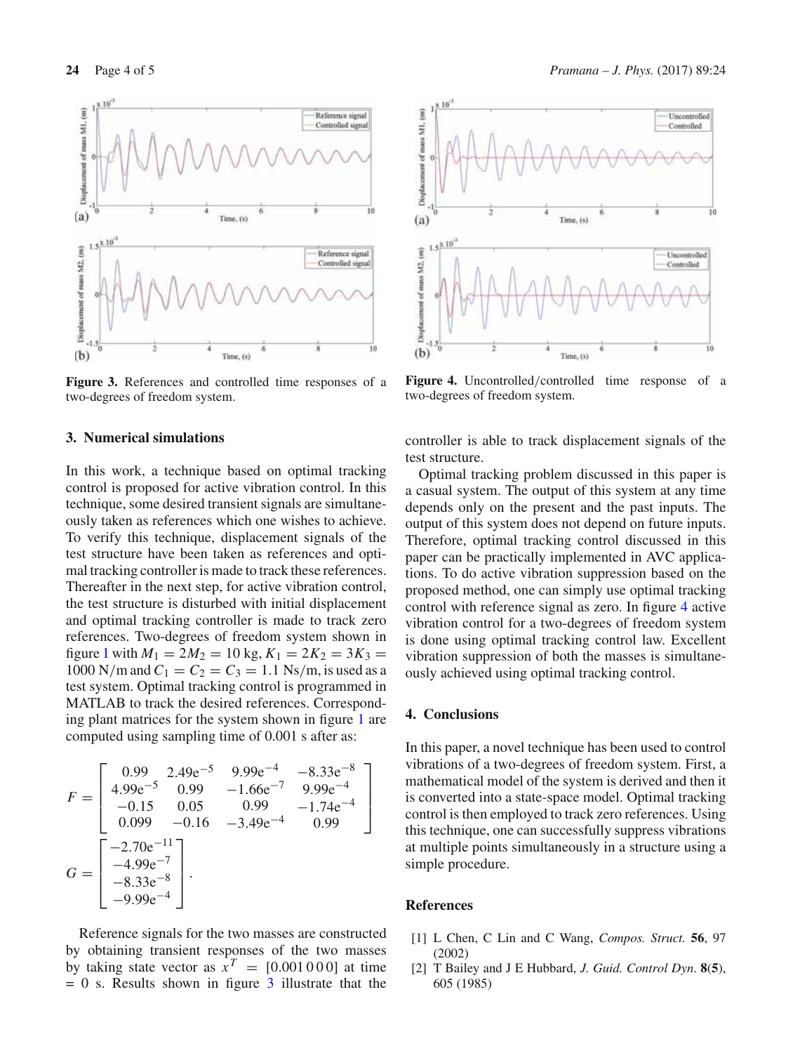Figure 3. References and controlled time responses of a two-degrees of freedom system.

Figure 4. Uncontrolled/controlled time response of a two-degrees of freedom system.

## 3. Numerical simulations

In this work, a technique based on optimal tracking control is proposed for active vibration control. In this technique, some desired transient signals are simultaneously taken as references which one wishes to achieve. To verify this technique, displacement signals of the test structure have been taken as references and optimal tracking controller is made to track these references. Thereafter in the next step, for active vibration control, the test structure is disturbed with initial displacement and optimal tracking controller is made to track zero references. Two-degrees of freedom system shown in figure 1 with $M_1 = 2M_2 = 10$ kg, $K_1 = 2K_2 = 3K_3 = 1000$ N/m and $C_1 = C_2 = C_3 = 1.1$ Ns/m, is used as a test system. Optimal tracking control is programmed in MATLAB to track the desired references. Corresponding plant matrices for the system shown in figure 1 are computed using sampling time of 0.001 s after as:

$$F = \begin{bmatrix} 0.99 & 2.49\mathrm{e}^{-5} & 9.99\mathrm{e}^{-4} & -8.33\mathrm{e}^{-8} \\ 4.99\mathrm{e}^{-5} & 0.99 & -1.66\mathrm{e}^{-7} & 9.99\mathrm{e}^{-4} \\ -0.15 & 0.05 & 0.99 & -1.74\mathrm{e}^{-4} \\ 0.099 & -0.16 & -3.49\mathrm{e}^{-4} & 0.99 \end{bmatrix}$$

$$G = \begin{bmatrix} -2.70\mathrm{e}^{-11} \\ -4.99\mathrm{e}^{-7} \\ -8.33\mathrm{e}^{-8} \\ -9.99\mathrm{e}^{-4} \end{bmatrix}.$$

Reference signals for the two masses are constructed by obtaining transient responses of the two masses by taking state vector as $x^T = [0.001\,0\,0\,0]$ at time $= 0$ s. Results shown in figure 3 illustrate that the controller is able to track displacement signals of the test structure.

Optimal tracking problem discussed in this paper is a casual system. The output of this system at any time depends only on the present and the past inputs. The output of this system does not depend on future inputs. Therefore, optimal tracking control discussed in this paper can be practically implemented in AVC applications. To do active vibration suppression based on the proposed method, one can simply use optimal tracking control with reference signal as zero. In figure 4 active vibration control for a two-degrees of freedom system is done using optimal tracking control law. Excellent vibration suppression of both the masses is simultaneously achieved using optimal tracking control.

## 4. Conclusions

In this paper, a novel technique has been used to control vibrations of a two-degrees of freedom system. First, a mathematical model of the system is derived and then it is converted into a state-space model. Optimal tracking control is then employed to track zero references. Using this technique, one can successfully suppress vibrations at multiple points simultaneously in a structure using a simple procedure.

## References

[1] L Chen, C Lin and C Wang, *Compos. Struct.* **56**, 97 (2002)

[2] T Bailey and J E Hubbard, *J. Guid. Control Dyn*. **8(5)**, 605 (1985)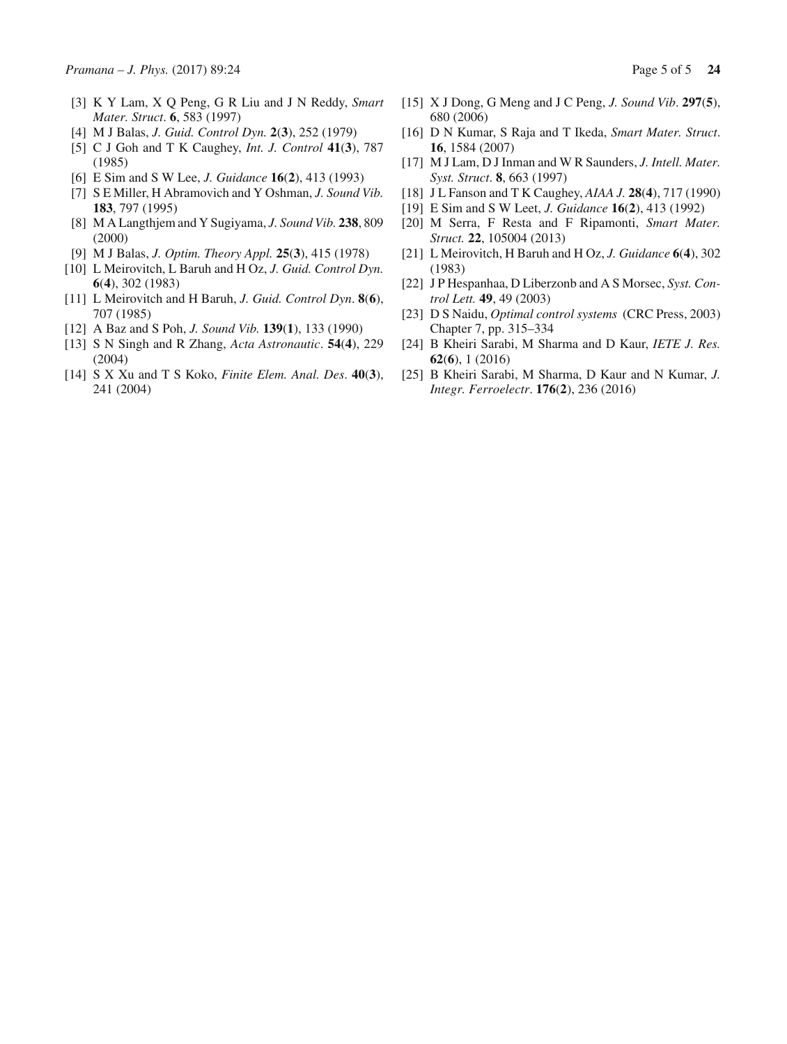[3] K Y Lam, X Q Peng, G R Liu and J N Reddy, *Smart Mater. Struct*. **6**, 583 (1997)

[4] M J Balas, *J. Guid. Control Dyn.* **2**(**3**), 252 (1979)

[5] C J Goh and T K Caughey, *Int. J. Control* **41**(**3**), 787 (1985)

[6] E Sim and S W Lee, *J. Guidance* **16**(**2**), 413 (1993)

[7] S E Miller, H Abramovich and Y Oshman, *J. Sound Vib.* **183**, 797 (1995)

[8] M A Langthjem and Y Sugiyama, *J. Sound Vib.* **238**, 809 (2000)

[9] M J Balas, *J. Optim. Theory Appl.* **25**(**3**), 415 (1978)

[10] L Meirovitch, L Baruh and H Oz, *J. Guid. Control Dyn.* **6**(**4**), 302 (1983)

[11] L Meirovitch and H Baruh, *J. Guid. Control Dyn*. **8**(**6**), 707 (1985)

[12] A Baz and S Poh, *J. Sound Vib.* **139**(**1**), 133 (1990)

[13] S N Singh and R Zhang, *Acta Astronautic*. **54**(**4**), 229 (2004)

[14] S X Xu and T S Koko, *Finite Elem. Anal. Des*. **40**(**3**), 241 (2004)

[15] X J Dong, G Meng and J C Peng, *J. Sound Vib*. **297**(**5**), 680 (2006)

[16] D N Kumar, S Raja and T Ikeda, *Smart Mater. Struct*. **16**, 1584 (2007)

[17] M J Lam, D J Inman and W R Saunders, *J. Intell. Mater. Syst. Struct*. **8**, 663 (1997)

[18] J L Fanson and T K Caughey, *AIAA J.* **28**(**4**), 717 (1990)

[19] E Sim and S W Leet, *J. Guidance* **16**(**2**), 413 (1992)

[20] M Serra, F Resta and F Ripamonti, *Smart Mater. Struct.* **22**, 105004 (2013)

[21] L Meirovitch, H Baruh and H Oz, *J. Guidance* **6**(**4**), 302 (1983)

[22] J P Hespanhaa, D Liberzonb and A S Morsec, *Syst. Control Lett.* **49**, 49 (2003)

[23] D S Naidu, *Optimal control systems* (CRC Press, 2003) Chapter 7, pp. 315–334

[24] B Kheiri Sarabi, M Sharma and D Kaur, *IETE J. Res.* **62**(**6**), 1 (2016)

[25] B Kheiri Sarabi, M Sharma, D Kaur and N Kumar, *J. Integr. Ferroelectr*. **176**(**2**), 236 (2016)